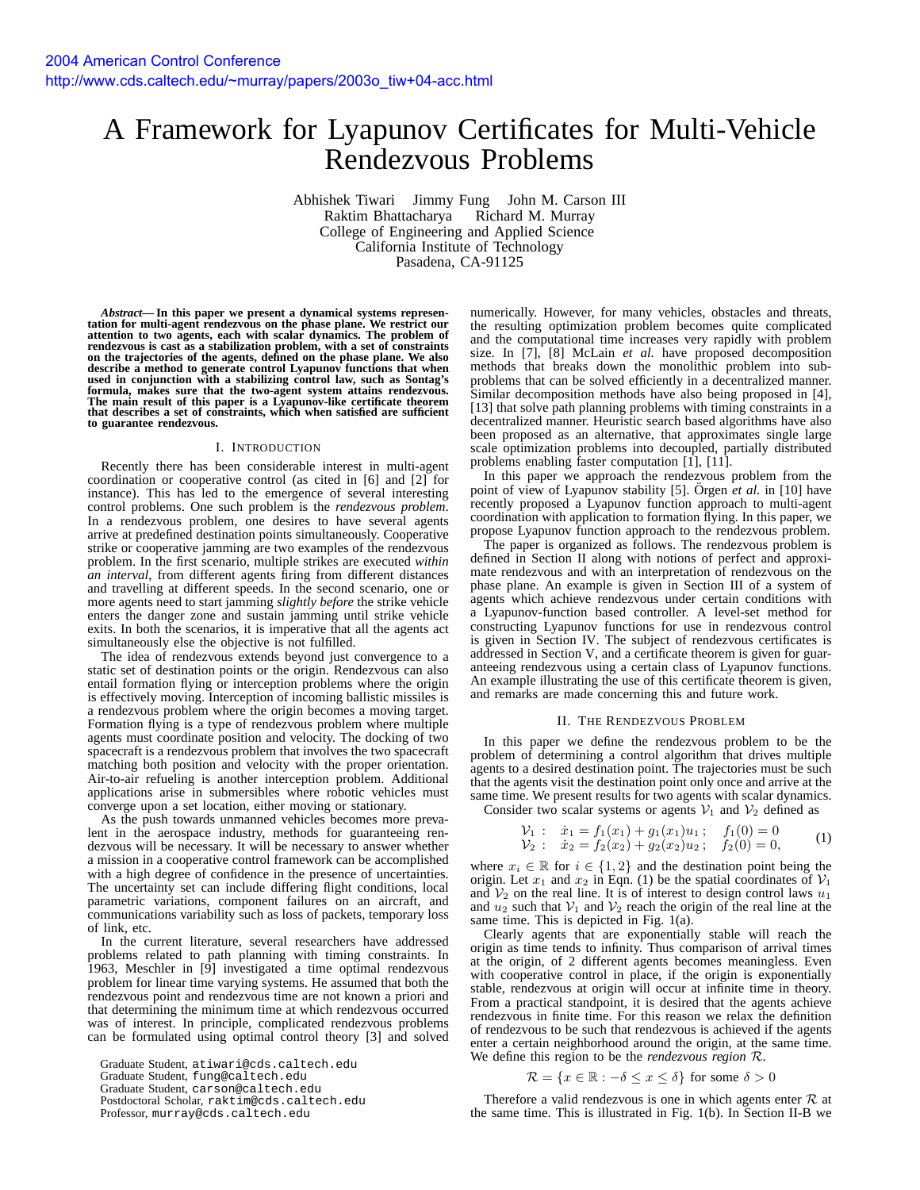2004 American Control Conference
http://www.cds.caltech.edu/~murray/papers/2003o_tiw+04-acc.html

# A Framework for Lyapunov Certificates for Multi-Vehicle Rendezvous Problems

Abhishek Tiwari Jimmy Fung John M. Carson III
Raktim Bhattacharya Richard M. Murray
College of Engineering and Applied Science
California Institute of Technology
Pasadena, CA-91125

***Abstract*— In this paper we present a dynamical systems representation for multi-agent rendezvous on the phase plane. We restrict our attention to two agents, each with scalar dynamics. The problem of rendezvous is cast as a stabilization problem, with a set of constraints on the trajectories of the agents, defined on the phase plane. We also describe a method to generate control Lyapunov functions that when used in conjunction with a stabilizing control law, such as Sontag's formula, makes sure that the two-agent system attains rendezvous. The main result of this paper is a Lyapunov-like certificate theorem that describes a set of constraints, which when satisfied are sufficient to guarantee rendezvous.**

## I. Introduction

Recently there has been considerable interest in multi-agent coordination or cooperative control (as cited in [6] and [2] for instance). This has led to the emergence of several interesting control problems. One such problem is the *rendezvous problem*. In a rendezvous problem, one desires to have several agents arrive at predefined destination points simultaneously. Cooperative strike or cooperative jamming are two examples of the rendezvous problem. In the first scenario, multiple strikes are executed *within an interval*, from different agents firing from different distances and travelling at different speeds. In the second scenario, one or more agents need to start jamming *slightly before* the strike vehicle enters the danger zone and sustain jamming until strike vehicle exits. In both the scenarios, it is imperative that all the agents act simultaneously else the objective is not fulfilled.

The idea of rendezvous extends beyond just convergence to a static set of destination points or the origin. Rendezvous can also entail formation flying or interception problems where the origin is effectively moving. Interception of incoming ballistic missiles is a rendezvous problem where the origin becomes a moving target. Formation flying is a type of rendezvous problem where multiple agents must coordinate position and velocity. The docking of two spacecraft is a rendezvous problem that involves the two spacecraft matching both position and velocity with the proper orientation. Air-to-air refueling is another interception problem. Additional applications arise in submersibles where robotic vehicles must converge upon a set location, either moving or stationary.

As the push towards unmanned vehicles becomes more prevalent in the aerospace industry, methods for guaranteeing rendezvous will be necessary. It will be necessary to answer whether a mission in a cooperative control framework can be accomplished with a high degree of confidence in the presence of uncertainties. The uncertainty set can include differing flight conditions, local parametric variations, component failures on an aircraft, and communications variability such as loss of packets, temporary loss of link, etc.

In the current literature, several researchers have addressed problems related to path planning with timing constraints. In 1963, Meschler in [9] investigated a time optimal rendezvous problem for linear time varying systems. He assumed that both the rendezvous point and rendezvous time are not known a priori and that determining the minimum time at which rendezvous occurred was of interest. In principle, complicated rendezvous problems can be formulated using optimal control theory [3] and solved numerically. However, for many vehicles, obstacles and threats, the resulting optimization problem becomes quite complicated and the computational time increases very rapidly with problem size. In [7], [8] McLain *et al.* have proposed decomposition methods that breaks down the monolithic problem into subproblems that can be solved efficiently in a decentralized manner. Similar decomposition methods have also being proposed in [4], [13] that solve path planning problems with timing constraints in a decentralized manner. Heuristic search based algorithms have also been proposed as an alternative, that approximates single large scale optimization problems into decoupled, partially distributed problems enabling faster computation [1], [11].

In this paper we approach the rendezvous problem from the point of view of Lyapunov stability [5]. Örgen *et al.* in [10] have recently proposed a Lyapunov function approach to multi-agent coordination with application to formation flying. In this paper, we propose Lyapunov function approach to the rendezvous problem.

The paper is organized as follows. The rendezvous problem is defined in Section II along with notions of perfect and approximate rendezvous and with an interpretation of rendezvous on the phase plane. An example is given in Section III of a system of agents which achieve rendezvous under certain conditions with a Lyapunov-function based controller. A level-set method for constructing Lyapunov functions for use in rendezvous control is given in Section IV. The subject of rendezvous certificates is addressed in Section V, and a certificate theorem is given for guaranteeing rendezvous using a certain class of Lyapunov functions. An example illustrating the use of this certificate theorem is given, and remarks are made concerning this and future work.

## II. The Rendezvous Problem

In this paper we define the rendezvous problem to be the problem of determining a control algorithm that drives multiple agents to a desired destination point. The trajectories must be such that the agents visit the destination point only once and arrive at the same time. We present results for two agents with scalar dynamics.

Consider two scalar systems or agents $\mathcal{V}_1$ and $\mathcal{V}_2$ defined as

$$\begin{array}{lll} \mathcal{V}_1: & \dot{x}_1 = f_1(x_1) + g_1(x_1)u_1\,; & f_1(0) = 0 \\ \mathcal{V}_2: & \dot{x}_2 = f_2(x_2) + g_2(x_2)u_2\,; & f_2(0) = 0, \end{array} \tag{1}$$

where $x_i \in \mathbb{R}$ for $i \in \{1, 2\}$ and the destination point being the origin. Let $x_1$ and $x_2$ in Eqn. (1) be the spatial coordinates of $\mathcal{V}_1$ and $\mathcal{V}_2$ on the real line. It is of interest to design control laws $u_1$ and $u_2$ such that $\mathcal{V}_1$ and $\mathcal{V}_2$ reach the origin of the real line at the same time. This is depicted in Fig. 1(a).

Clearly agents that are exponentially stable will reach the origin as time tends to infinity. Thus comparison of arrival times at the origin, of 2 different agents becomes meaningless. Even with cooperative control in place, if the origin is exponentially stable, rendezvous at origin will occur at infinite time in theory. From a practical standpoint, it is desired that the agents achieve rendezvous in finite time. For this reason we relax the definition of rendezvous to be such that rendezvous is achieved if the agents enter a certain neighborhood around the origin, at the same time. We define this region to be the *rendezvous region* $\mathcal{R}$.

$$\mathcal{R} = \{x \in \mathbb{R} : -\delta \le x \le \delta\} \text{ for some } \delta > 0$$

Therefore a valid rendezvous is one in which agents enter $\mathcal{R}$ at the same time. This is illustrated in Fig. 1(b). In Section II-B we

Graduate Student, atiwari@cds.caltech.edu
Graduate Student, fung@caltech.edu
Graduate Student, carson@caltech.edu
Postdoctoral Scholar, raktim@cds.caltech.edu
Professor, murray@cds.caltech.edu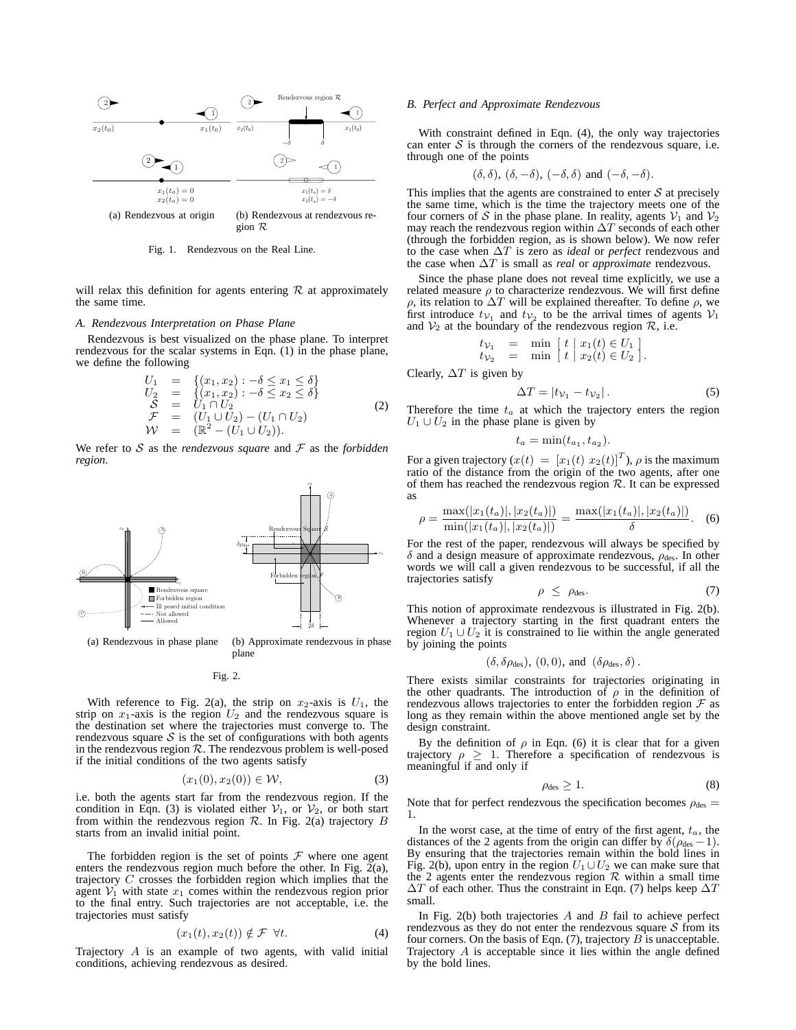(a) Rendezvous at origin

(b) Rendezvous at rendezvous region $\mathcal{R}$

Fig. 1. Rendezvous on the Real Line.

will relax this definition for agents entering $\mathcal{R}$ at approximately the same time.

### A. Rendezvous Interpretation on Phase Plane

Rendezvous is best visualized on the phase plane. To interpret rendezvous for the scalar systems in Eqn. (1) in the phase plane, we define the following

$$
\begin{array}{rcl}
U_1 & = & \{(x_1, x_2) : -\delta \leq x_1 \leq \delta\} \\
U_2 & = & \{(x_1, x_2) : -\delta \leq x_2 \leq \delta\} \\
\mathcal{S} & = & U_1 \cap U_2 \\
\mathcal{F} & = & (U_1 \cup U_2) - (U_1 \cap U_2) \\
\mathcal{W} & = & (\mathbb{R}^2 - (U_1 \cup U_2)).
\end{array}
\tag{2}
$$

We refer to $\mathcal{S}$ as the *rendezvous square* and $\mathcal{F}$ as the *forbidden region*.

(a) Rendezvous in phase plane

(b) Approximate rendezvous in phase plane

Fig. 2.

With reference to Fig. 2(a), the strip on $x_2$-axis is $U_1$, the strip on $x_1$-axis is the region $U_2$ and the rendezvous square is the destination set where the trajectories must converge to. The rendezvous square $\mathcal{S}$ is the set of configurations with both agents in the rendezvous region $\mathcal{R}$. The rendezvous problem is well-posed if the initial conditions of the two agents satisfy

$$
(x_1(0), x_2(0)) \in \mathcal{W}, \tag{3}
$$

i.e. both the agents start far from the rendezvous region. If the condition in Eqn. (3) is violated either $\mathcal{V}_1$, or $\mathcal{V}_2$, or both start from within the rendezvous region $\mathcal{R}$. In Fig. 2(a) trajectory $B$ starts from an invalid initial point.

The forbidden region is the set of points $\mathcal{F}$ where one agent enters the rendezvous region much before the other. In Fig. 2(a), trajectory $C$ crosses the forbidden region which implies that the agent $\mathcal{V}_1$ with state $x_1$ comes within the rendezvous region prior to the final entry. Such trajectories are not acceptable, i.e. the trajectories must satisfy

$$
(x_1(t), x_2(t)) \notin \mathcal{F} \;\; \forall t. \tag{4}
$$

Trajectory $A$ is an example of two agents, with valid initial conditions, achieving rendezvous as desired.

### B. Perfect and Approximate Rendezvous

With constraint defined in Eqn. (4), the only way trajectories can enter $\mathcal{S}$ is through the corners of the rendezvous square, i.e. through one of the points

$$
(\delta, \delta),\; (\delta, -\delta),\; (-\delta, \delta) \text{ and } (-\delta, -\delta).
$$

This implies that the agents are constrained to enter $\mathcal{S}$ at precisely the same time, which is the time the trajectory meets one of the four corners of $\mathcal{S}$ in the phase plane. In reality, agents $\mathcal{V}_1$ and $\mathcal{V}_2$ may reach the rendezvous region within $\Delta T$ seconds of each other (through the forbidden region, as is shown below). We now refer to the case when $\Delta T$ is zero as *ideal* or *perfect* rendezvous and the case when $\Delta T$ is small as *real* or *approximate* rendezvous.

Since the phase plane does not reveal time explicitly, we use a related measure $\rho$ to characterize rendezvous. We will first define $\rho$, its relation to $\Delta T$ will be explained thereafter. To define $\rho$, we first introduce $t_{\mathcal{V}_1}$ and $t_{\mathcal{V}_2}$ to be the arrival times of agents $\mathcal{V}_1$ and $\mathcal{V}_2$ at the boundary of the rendezvous region $\mathcal{R}$, i.e.

$$
\begin{array}{rcl}
t_{\mathcal{V}_1} & = & \min \; [\; t \mid x_1(t) \in U_1 \;] \\
t_{\mathcal{V}_2} & = & \min \; [\; t \mid x_2(t) \in U_2 \;].
\end{array}
$$

Clearly, $\Delta T$ is given by

$$
\Delta T = |t_{\mathcal{V}_1} - t_{\mathcal{V}_2}|. \tag{5}
$$

Therefore the time $t_a$ at which the trajectory enters the region $U_1 \cup U_2$ in the phase plane is given by

$$
t_a = \min(t_{a_1}, t_{a_2}).
$$

For a given trajectory ($x(t) = [x_1(t) \; x_2(t)]^T$), $\rho$ is the maximum ratio of the distance from the origin of the two agents, after one of them has reached the rendezvous region $\mathcal{R}$. It can be expressed as

$$
\rho = \frac{\max(|x_1(t_a)|, |x_2(t_a)|)}{\min(|x_1(t_a)|, |x_2(t_a)|)} = \frac{\max(|x_1(t_a)|, |x_2(t_a)|)}{\delta}. \tag{6}
$$

For the rest of the paper, rendezvous will always be specified by $\delta$ and a design measure of approximate rendezvous, $\rho_{\text{des}}$. In other words we will call a given rendezvous to be successful, if all the trajectories satisfy

$$
\rho \;\leq\; \rho_{\text{des}}. \tag{7}
$$

This notion of approximate rendezvous is illustrated in Fig. 2(b). Whenever a trajectory starting in the first quadrant enters the region $U_1 \cup U_2$ it is constrained to lie within the angle generated by joining the points

$$
(\delta, \delta\rho_{\text{des}}),\; (0, 0),\; \text{and}\; (\delta\rho_{\text{des}}, \delta).
$$

There exists similar constraints for trajectories originating in the other quadrants. The introduction of $\rho$ in the definition of rendezvous allows trajectories to enter the forbidden region $\mathcal{F}$ as long as they remain within the above mentioned angle set by the design constraint.

By the definition of $\rho$ in Eqn. (6) it is clear that for a given trajectory $\rho \geq 1$. Therefore a specification of rendezvous is meaningful if and only if

$$
\rho_{\text{des}} \geq 1. \tag{8}
$$

Note that for perfect rendezvous the specification becomes $\rho_{\text{des}} = 1$.

In the worst case, at the time of entry of the first agent, $t_a$, the distances of the 2 agents from the origin can differ by $\delta(\rho_{\text{des}} - 1)$. By ensuring that the trajectories remain within the bold lines in Fig. 2(b), upon entry in the region $U_1 \cup U_2$ we can make sure that the 2 agents enter the rendezvous region $\mathcal{R}$ within a small time $\Delta T$ of each other. Thus the constraint in Eqn. (7) helps keep $\Delta T$ small.

In Fig. 2(b) both trajectories $A$ and $B$ fail to achieve perfect rendezvous as they do not enter the rendezvous square $\mathcal{S}$ from its four corners. On the basis of Eqn. (7), trajectory $B$ is unacceptable. Trajectory $A$ is acceptable since it lies within the angle defined by the bold lines.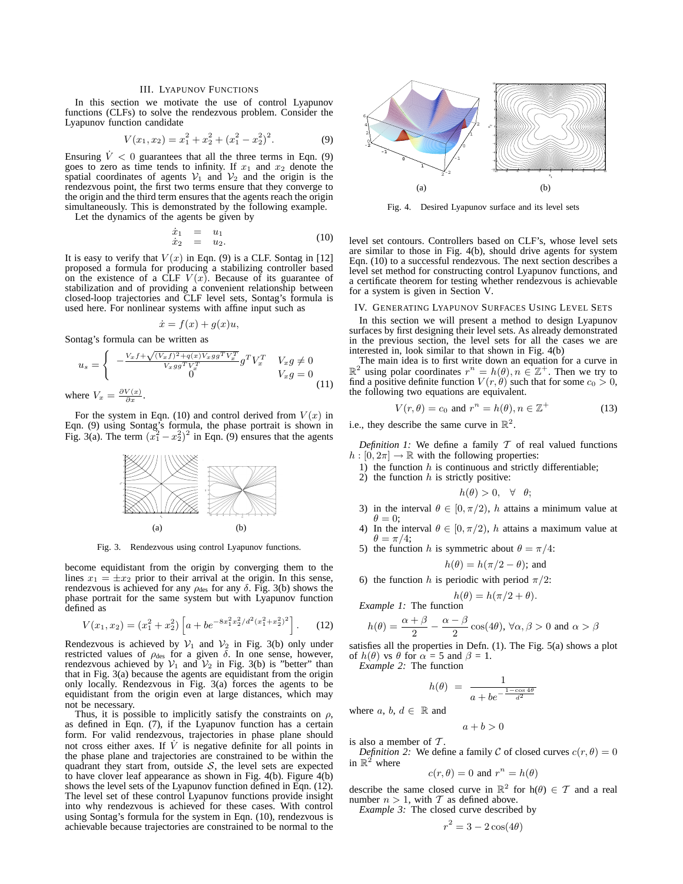## III. Lyapunov Functions

In this section we motivate the use of control Lyapunov functions (CLFs) to solve the rendezvous problem. Consider the Lyapunov function candidate

$$V(x_1, x_2) = x_1^2 + x_2^2 + (x_1^2 - x_2^2)^2. \tag{9}$$

Ensuring $\dot{V} < 0$ guarantees that all the three terms in Eqn. (9) goes to zero as time tends to infinity. If $x_1$ and $x_2$ denote the spatial coordinates of agents $\mathcal{V}_1$ and $\mathcal{V}_2$ and the origin is the rendezvous point, the first two terms ensure that they converge to the origin and the third term ensures that the agents reach the origin simultaneously. This is demonstrated by the following example.

Let the dynamics of the agents be given by

$$\begin{aligned} \dot{x}_1 &= u_1 \\ \dot{x}_2 &= u_2. \end{aligned} \tag{10}$$

It is easy to verify that $V(x)$ in Eqn. (9) is a CLF. Sontag in [12] proposed a formula for producing a stabilizing controller based on the existence of a CLF $V(x)$. Because of its guarantee of stabilization and of providing a convenient relationship between closed-loop trajectories and CLF level sets, Sontag's formula is used here. For nonlinear systems with affine input such as

$$\dot{x} = f(x) + g(x)u,$$

Sontag's formula can be written as

$$u_s = \begin{cases} -\frac{V_x f + \sqrt{(V_x f)^2 + q(x) V_x g g^T V_x^T}}{V_x g g^T V_x^T} g^T V_x^T & V_x g \neq 0 \\ 0 & V_x g = 0 \end{cases} \tag{11}$$

where $V_x = \frac{\partial V(x)}{\partial x}$.

For the system in Eqn. (10) and control derived from $V(x)$ in Eqn. (9) using Sontag's formula, the phase portrait is shown in Fig. 3(a). The term $(x_1^2 - x_2^2)^2$ in Eqn. (9) ensures that the agents become equidistant from the origin by converging them to the lines $x_1 = \pm x_2$ prior to their arrival at the origin. In this sense, rendezvous is achieved for any $\rho_{\text{des}}$ for any $\delta$. Fig. 3(b) shows the phase portrait for the same system but with Lyapunov function defined as

$$V(x_1, x_2) = (x_1^2 + x_2^2)\left[a + be^{-8x_1^2 x_2^2 / d^2 (x_1^2 + x_2^2)^2}\right]. \tag{12}$$

Fig. 3. Rendezvous using control Lyapunov functions.

Rendezvous is achieved by $\mathcal{V}_1$ and $\mathcal{V}_2$ in Fig. 3(b) only under restricted values of $\rho_{\text{des}}$ for a given $\delta$. In one sense, however, rendezvous achieved by $\mathcal{V}_1$ and $\mathcal{V}_2$ in Fig. 3(b) is "better" than that in Fig. 3(a) because the agents are equidistant from the origin only locally. Rendezvous in Fig. 3(a) forces the agents to be equidistant from the origin even at large distances, which may not be necessary.

Thus, it is possible to implicitly satisfy the constraints on $\rho$, as defined in Eqn. (7), if the Lyapunov function has a certain form. For valid rendezvous, trajectories in phase plane should not cross either axes. If $\dot{V}$ is negative definite for all points in the phase plane and trajectories are constrained to be within the quadrant they start from, outside $\mathcal{S}$, the level sets are expected to have clover leaf appearance as shown in Fig. 4(b). Figure 4(b) shows the level sets of the Lyapunov function defined in Eqn. (12). The level set of these control Lyapunov functions provide insight into why rendezvous is achieved for these cases. With control using Sontag's formula for the system in Eqn. (10), rendezvous is achievable because trajectories are constrained to be normal to the level set contours. Controllers based on CLF's, whose level sets are similar to those in Fig. 4(b), should drive agents for system Eqn. (10) to a successful rendezvous. The next section describes a level set method for constructing control Lyapunov functions, and a certificate theorem for testing whether rendezvous is achievable for a system is given in Section V.

Fig. 4. Desired Lyapunov surface and its level sets

## IV. Generating Lyapunov Surfaces Using Level Sets

In this section we will present a method to design Lyapunov surfaces by first designing their level sets. As already demonstrated in the previous section, the level sets for all the cases we are interested in, look similar to that shown in Fig. 4(b)

The main idea is to first write down an equation for a curve in $\mathbb{R}^2$ using polar coordinates $r^n = h(\theta), n \in \mathbb{Z}^+$. Then we try to find a positive definite function $V(r, \theta)$ such that for some $c_0 > 0$, the following two equations are equivalent.

$$V(r, \theta) = c_0 \text{ and } r^n = h(\theta), n \in \mathbb{Z}^+ \tag{13}$$

i.e., they describe the same curve in $\mathbb{R}^2$.

*Definition 1:* We define a family $\mathcal{T}$ of real valued functions $h : [0, 2\pi] \rightarrow \mathbb{R}$ with the following properties:

1) the function $h$ is continuous and strictly differentiable;
2) the function $h$ is strictly positive:
$$h(\theta) > 0, \quad \forall \quad \theta;$$
3) in the interval $\theta \in [0, \pi/2)$, $h$ attains a minimum value at $\theta = 0$;
4) In the interval $\theta \in [0, \pi/2)$, $h$ attains a maximum value at $\theta = \pi/4$;
5) the function $h$ is symmetric about $\theta = \pi/4$:
$$h(\theta) = h(\pi/2 - \theta); \text{ and}$$
6) the function $h$ is periodic with period $\pi/2$:
$$h(\theta) = h(\pi/2 + \theta).$$

*Example 1:* The function

$$h(\theta) = \frac{\alpha + \beta}{2} - \frac{\alpha - \beta}{2}\cos(4\theta), \forall \alpha, \beta > 0 \text{ and } \alpha > \beta$$

satisfies all the properties in Defn. (1). The Fig. 5(a) shows a plot of $h(\theta)$ vs $\theta$ for $\alpha = 5$ and $\beta = 1$.

*Example 2:* The function

$$h(\theta) = \frac{1}{a + be^{-\frac{1 - \cos 4\theta}{d^2}}}$$

where $a$, $b$, $d \in \mathbb{R}$ and

$$a + b > 0$$

is also a member of $\mathcal{T}$.

*Definition 2:* We define a family $\mathcal{C}$ of closed curves $c(r, \theta) = 0$ in $\mathbb{R}^2$ where

$$c(r, \theta) = 0 \text{ and } r^n = h(\theta)$$

describe the same closed curve in $\mathbb{R}^2$ for $h(\theta) \in \mathcal{T}$ and a real number $n > 1$, with $\mathcal{T}$ as defined above.

*Example 3:* The closed curve described by

$$r^2 = 3 - 2\cos(4\theta)$$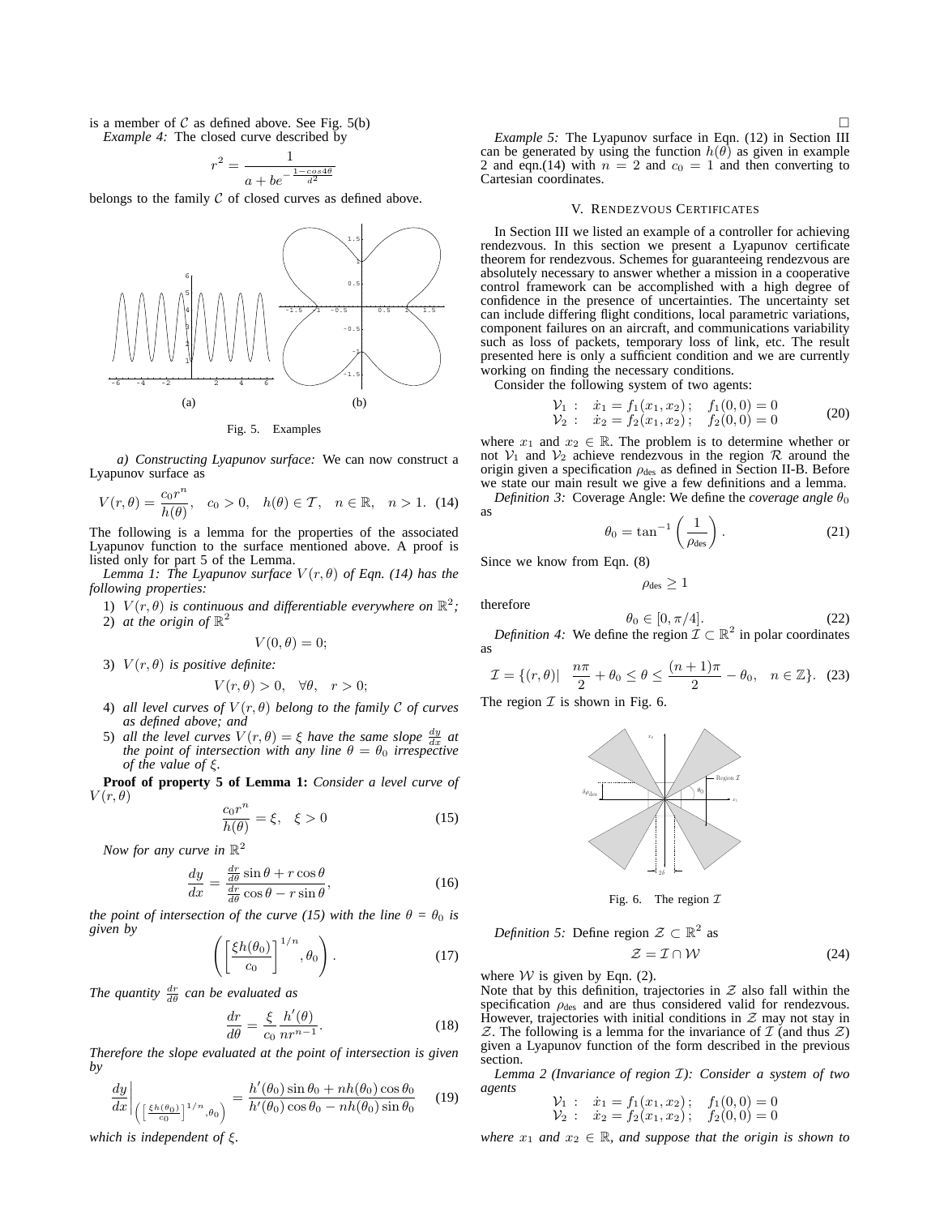is a member of $\mathcal{C}$ as defined above. See Fig. 5(b) $\square$

*Example 4:* The closed curve described by

$$r^2 = \frac{1}{a + be^{-\frac{1-cos 4\theta}{d^2}}}$$

belongs to the family $\mathcal{C}$ of closed curves as defined above.

(a) (b)

Fig. 5. Examples

*a) Constructing Lyapunov surface:* We can now construct a Lyapunov surface as

$$V(r,\theta) = \frac{c_0 r^n}{h(\theta)}, \quad c_0 > 0, \quad h(\theta) \in \mathcal{T}, \quad n \in \mathbb{R}, \quad n > 1. \quad (14)$$

The following is a lemma for the properties of the associated Lyapunov function to the surface mentioned above. A proof is listed only for part 5 of the Lemma.

*Lemma 1: The Lyapunov surface $V(r,\theta)$ of Eqn. (14) has the following properties:*

1) *$V(r,\theta)$ is continuous and differentiable everywhere on $\mathbb{R}^2$;*
2) *at the origin of $\mathbb{R}^2$*

$$V(0,\theta) = 0;$$

3) *$V(r,\theta)$ is positive definite:*

$$V(r,\theta) > 0, \quad \forall\theta, \quad r > 0;$$

4) *all level curves of $V(r,\theta)$ belong to the family $\mathcal{C}$ of curves as defined above; and*
5) *all the level curves $V(r,\theta) = \xi$ have the same slope $\frac{dy}{dx}$ at the point of intersection with any line $\theta = \theta_0$ irrespective of the value of $\xi$.*

**Proof of property 5 of Lemma 1:** *Consider a level curve of $V(r,\theta)$*

$$\frac{c_0 r^n}{h(\theta)} = \xi, \quad \xi > 0 \quad (15)$$

*Now for any curve in $\mathbb{R}^2$*

$$\frac{dy}{dx} = \frac{\frac{dr}{d\theta}\sin\theta + r\cos\theta}{\frac{dr}{d\theta}\cos\theta - r\sin\theta}, \quad (16)$$

*the point of intersection of the curve (15) with the line $\theta = \theta_0$ is given by*

$$\left(\left[\frac{\xi h(\theta_0)}{c_0}\right]^{1/n}, \theta_0\right). \quad (17)$$

*The quantity $\frac{dr}{d\theta}$ can be evaluated as*

$$\frac{dr}{d\theta} = \frac{\xi}{c_0}\frac{h'(\theta)}{nr^{n-1}}. \quad (18)$$

*Therefore the slope evaluated at the point of intersection is given by*

$$\left.\frac{dy}{dx}\right|_{\left(\left[\frac{\xi h(\theta_0)}{c_0}\right]^{1/n},\theta_0\right)} = \frac{h'(\theta_0)\sin\theta_0 + nh(\theta_0)\cos\theta_0}{h'(\theta_0)\cos\theta_0 - nh(\theta_0)\sin\theta_0} \quad (19)$$

*which is independent of $\xi$.* $\square$

*Example 5:* The Lyapunov surface in Eqn. (12) in Section III can be generated by using the function $h(\theta)$ as given in example 2 and eqn.(14) with $n = 2$ and $c_0 = 1$ and then converting to Cartesian coordinates.

## V. Rendezvous Certificates

In Section III we listed an example of a controller for achieving rendezvous. In this section we present a Lyapunov certificate theorem for rendezvous. Schemes for guaranteeing rendezvous are absolutely necessary to answer whether a mission in a cooperative control framework can be accomplished with a high degree of confidence in the presence of uncertainties. The uncertainty set can include differing flight conditions, local parametric variations, component failures on an aircraft, and communications variability such as loss of packets, temporary loss of link, etc. The result presented here is only a sufficient condition and we are currently working on finding the necessary conditions.

Consider the following system of two agents:

$$\begin{array}{llll} \mathcal{V}_1: & \dot{x}_1 = f_1(x_1,x_2); & f_1(0,0) = 0 \\ \mathcal{V}_2: & \dot{x}_2 = f_2(x_1,x_2); & f_2(0,0) = 0 \end{array} \quad (20)$$

where $x_1$ and $x_2 \in \mathbb{R}$. The problem is to determine whether or not $\mathcal{V}_1$ and $\mathcal{V}_2$ achieve rendezvous in the region $\mathcal{R}$ around the origin given a specification $\rho_{\text{des}}$ as defined in Section II-B. Before we state our main result we give a few definitions and a lemma.

*Definition 3:* Coverage Angle: We define the *coverage angle* $\theta_0$ as

$$\theta_0 = \tan^{-1}\left(\frac{1}{\rho_{\text{des}}}\right). \quad (21)$$

Since we know from Eqn. (8)

$$\rho_{\text{des}} \geq 1$$

therefore

$$\theta_0 \in [0, \pi/4]. \quad (22)$$

*Definition 4:* We define the region $\mathcal{I} \subset \mathbb{R}^2$ in polar coordinates as

$$\mathcal{I} = \{(r,\theta) | \quad \frac{n\pi}{2} + \theta_0 \leq \theta \leq \frac{(n+1)\pi}{2} - \theta_0, \quad n \in \mathbb{Z}\}. \quad (23)$$

The region $\mathcal{I}$ is shown in Fig. 6.

Fig. 6. The region $\mathcal{I}$

*Definition 5:* Define region $\mathcal{Z} \subset \mathbb{R}^2$ as

$$\mathcal{Z} = \mathcal{I} \cap \mathcal{W} \quad (24)$$

where $\mathcal{W}$ is given by Eqn. (2).

Note that by this definition, trajectories in $\mathcal{Z}$ also fall within the specification $\rho_{\text{des}}$ and are thus considered valid for rendezvous. However, trajectories with initial conditions in $\mathcal{Z}$ may not stay in $\mathcal{Z}$. The following is a lemma for the invariance of $\mathcal{I}$ (and thus $\mathcal{Z}$) given a Lyapunov function of the form described in the previous section.

*Lemma 2 (Invariance of region $\mathcal{I}$): Consider a system of two agents*

$$\begin{array}{llll} \mathcal{V}_1: & \dot{x}_1 = f_1(x_1,x_2); & f_1(0,0) = 0 \\ \mathcal{V}_2: & \dot{x}_2 = f_2(x_1,x_2); & f_2(0,0) = 0 \end{array}$$

*where $x_1$ and $x_2 \in \mathbb{R}$, and suppose that the origin is shown to*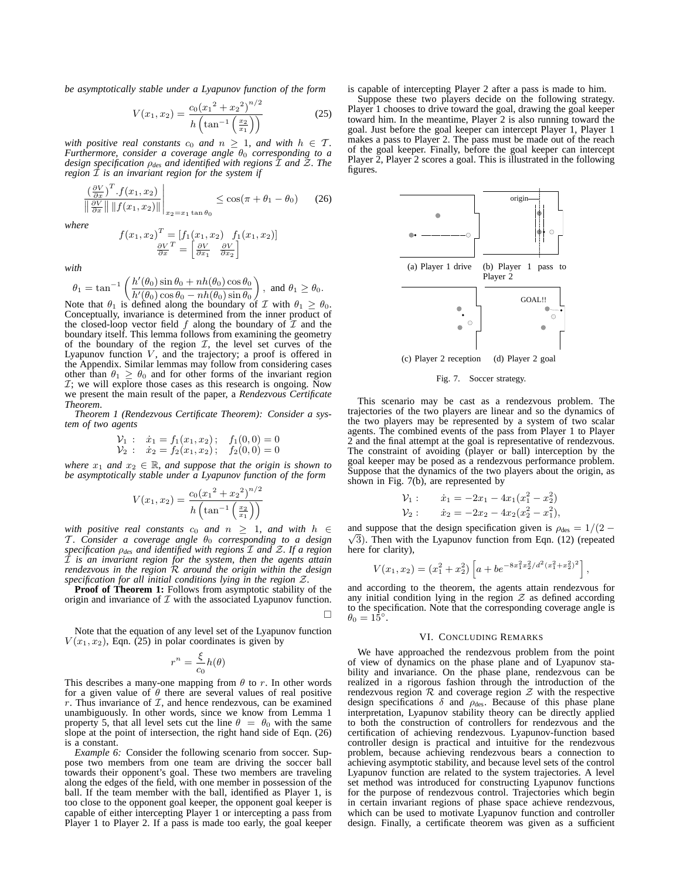*be asymptotically stable under a Lyapunov function of the form*

$$V(x_1, x_2) = \frac{c_0({x_1}^2 + {x_2}^2)^{n/2}}{h\left(\tan^{-1}\left(\frac{x_2}{x_1}\right)\right)} \tag{25}$$

*with positive real constants $c_0$ and $n \geq 1$, and with $h \in \mathcal{T}$. Furthermore, consider a coverage angle $\theta_0$ corresponding to a design specification $\rho_{des}$ and identified with regions $\mathcal{I}$ and $\mathcal{Z}$. The region $\mathcal{I}$ is an invariant region for the system if*

$$\left.\frac{\left(\frac{\partial V}{\partial x}\right)^T . f(x_1, x_2)}{\left\|\frac{\partial V}{\partial x}\right\| \, \|f(x_1, x_2)\|}\right|_{x_2 = x_1 \tan\theta_0} \leq \cos(\pi + \theta_1 - \theta_0) \tag{26}$$

*where*

$$f(x_1, x_2)^T = [f_1(x_1, x_2) \quad f_1(x_1, x_2)]$$
$$\frac{\partial V}{\partial x}^T = \left[\frac{\partial V}{\partial x_1} \quad \frac{\partial V}{\partial x_2}\right]$$

*with*

$$\theta_1 = \tan^{-1}\left(\frac{h'(\theta_0)\sin\theta_0 + nh(\theta_0)\cos\theta_0}{h'(\theta_0)\cos\theta_0 - nh(\theta_0)\sin\theta_0}\right), \text{ and } \theta_1 \geq \theta_0.$$

Note that $\theta_1$ is defined along the boundary of $\mathcal{I}$ with $\theta_1 \geq \theta_0$. Conceptually, invariance is determined from the inner product of the closed-loop vector field $f$ along the boundary of $\mathcal{I}$ and the boundary itself. This lemma follows from examining the geometry of the boundary of the region $\mathcal{I}$, the level set curves of the Lyapunov function $V$, and the trajectory; a proof is offered in the Appendix. Similar lemmas may follow from considering cases other than $\theta_1 \geq \theta_0$ and for other forms of the invariant region $\mathcal{I}$; we will explore those cases as this research is ongoing. Now we present the main result of the paper, a *Rendezvous Certificate Theorem*.

*Theorem 1 (Rendezvous Certificate Theorem): Consider a system of two agents*

$$\mathcal{V}_1 : \quad \dot{x}_1 = f_1(x_1, x_2); \quad f_1(0,0) = 0$$
$$\mathcal{V}_2 : \quad \dot{x}_2 = f_2(x_1, x_2); \quad f_2(0,0) = 0$$

*where $x_1$ and $x_2 \in \mathbb{R}$, and suppose that the origin is shown to be asymptotically stable under a Lyapunov function of the form*

$$V(x_1, x_2) = \frac{c_0({x_1}^2 + {x_2}^2)^{n/2}}{h\left(\tan^{-1}\left(\frac{x_2}{x_1}\right)\right)}$$

*with positive real constants $c_0$ and $n \geq 1$, and with $h \in \mathcal{T}$. Consider a coverage angle $\theta_0$ corresponding to a design specification $\rho_{des}$ and identified with regions $\mathcal{I}$ and $\mathcal{Z}$. If a region $\mathcal{I}$ is an invariant region for the system, then the agents attain rendezvous in the region $\mathcal{R}$ around the origin within the design specification for all initial conditions lying in the region $\mathcal{Z}$.*

**Proof of Theorem 1:** Follows from asymptotic stability of the origin and invariance of $\mathcal{I}$ with the associated Lyapunov function. □

Note that the equation of any level set of the Lyapunov function $V(x_1, x_2)$, Eqn. (25) in polar coordinates is given by

$$r^n = \frac{\xi}{c_0} h(\theta)$$

This describes a many-one mapping from $\theta$ to $r$. In other words for a given value of $\theta$ there are several values of real positive $r$. Thus invariance of $\mathcal{I}$, and hence rendezvous, can be examined unambiguously. In other words, since we know from Lemma 1 property 5, that all level sets cut the line $\theta = \theta_0$ with the same slope at the point of intersection, the right hand side of Eqn. (26) is a constant.

*Example 6:* Consider the following scenario from soccer. Suppose two members from one team are driving the soccer ball towards their opponent's goal. These two members are traveling along the edges of the field, with one member in possession of the ball. If the team member with the ball, identified as Player 1, is too close to the opponent goal keeper, the opponent goal keeper is capable of either intercepting Player 1 or intercepting a pass from Player 1 to Player 2. If a pass is made too early, the goal keeper is capable of intercepting Player 2 after a pass is made to him.

Suppose these two players decide on the following strategy. Player 1 chooses to drive toward the goal, drawing the goal keeper toward him. In the meantime, Player 2 is also running toward the goal. Just before the goal keeper can intercept Player 1, Player 1 makes a pass to Player 2. The pass must be made out of the reach of the goal keeper. Finally, before the goal keeper can intercept Player 2, Player 2 scores a goal. This is illustrated in the following figures.

(a) Player 1 drive (b) Player 1 pass to Player 2 (c) Player 2 reception (d) Player 2 goal

Fig. 7. Soccer strategy.

This scenario may be cast as a rendezvous problem. The trajectories of the two players are linear and so the dynamics of the two players may be represented by a system of two scalar agents. The combined events of the pass from Player 1 to Player 2 and the final attempt at the goal is representative of rendezvous. The constraint of avoiding (player or ball) interception by the goal keeper may be posed as a rendezvous performance problem. Suppose that the dynamics of the two players about the origin, as shown in Fig. 7(b), are represented by

$$\mathcal{V}_1 : \qquad \dot{x}_1 = -2x_1 - 4x_1(x_1^2 - x_2^2)$$
$$\mathcal{V}_2 : \qquad \dot{x}_2 = -2x_2 - 4x_2(x_2^2 - x_1^2),$$

and suppose that the design specification given is $\rho_{\text{des}} = 1/(2 - \sqrt{3})$. Then with the Lyapunov function from Eqn. (12) (repeated here for clarity),

$$V(x_1, x_2) = (x_1^2 + x_2^2)\left[a + be^{-8x_1^2 x_2^2/d^2(x_1^2 + x_2^2)^2}\right],$$

and according to the theorem, the agents attain rendezvous for any initial condition lying in the region $\mathcal{Z}$ as defined according to the specification. Note that the corresponding coverage angle is $\theta_0 = 15^\circ$.

## VI. Concluding Remarks

We have approached the rendezvous problem from the point of view of dynamics on the phase plane and of Lyapunov stability and invariance. On the phase plane, rendezvous can be realized in a rigorous fashion through the introduction of the rendezvous region $\mathcal{R}$ and coverage region $\mathcal{Z}$ with the respective design specifications $\delta$ and $\rho_{\text{des}}$. Because of this phase plane interpretation, Lyapunov stability theory can be directly applied to both the construction of controllers for rendezvous and the certification of achieving rendezvous. Lyapunov-function based controller design is practical and intuitive for the rendezvous problem, because achieving rendezvous bears a connection to achieving asymptotic stability, and because level sets of the control Lyapunov function are related to the system trajectories. A level set method was introduced for constructing Lyapunov functions for the purpose of rendezvous control. Trajectories which begin in certain invariant regions of phase space achieve rendezvous, which can be used to motivate Lyapunov function and controller design. Finally, a certificate theorem was given as a sufficient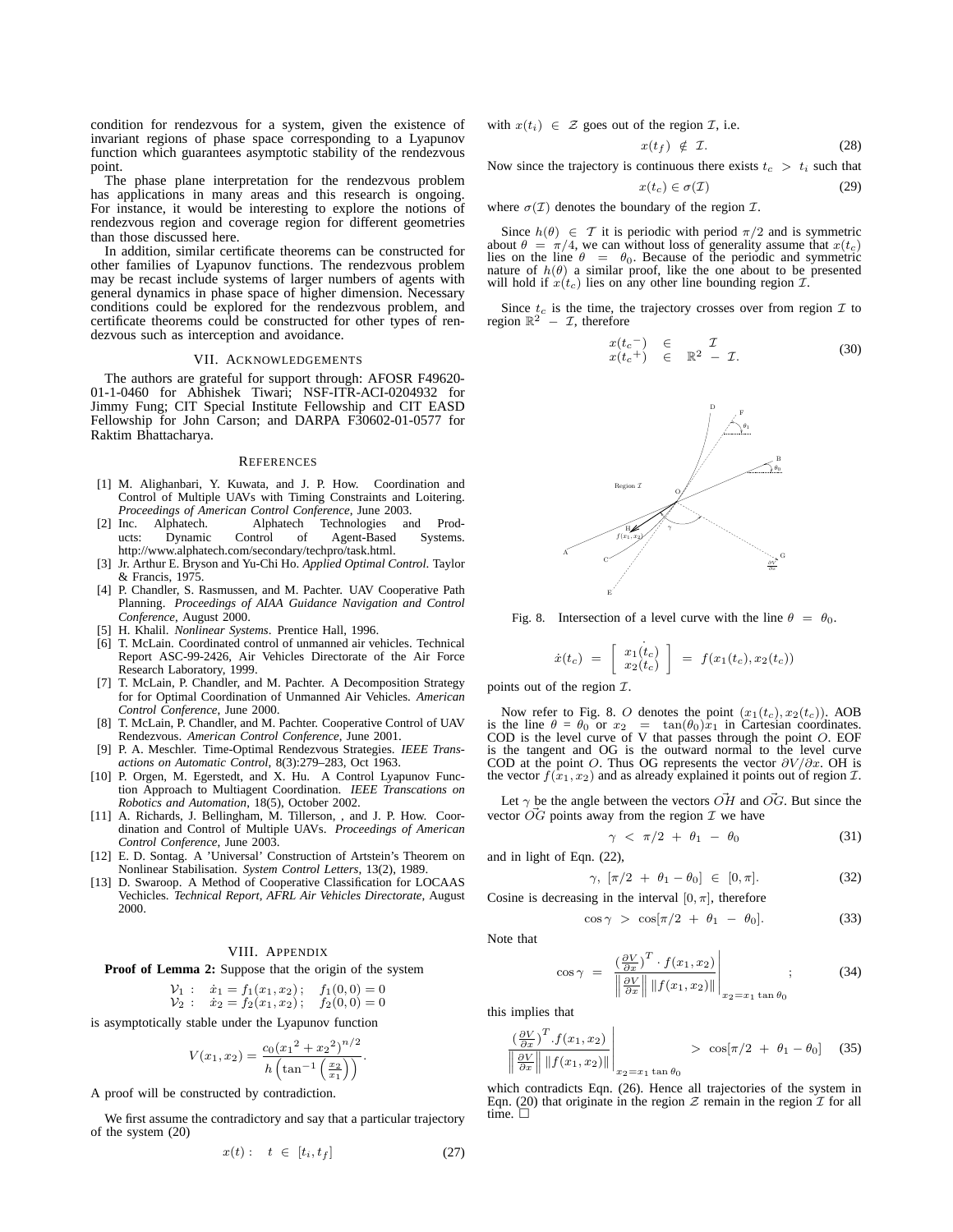condition for rendezvous for a system, given the existence of invariant regions of phase space corresponding to a Lyapunov function which guarantees asymptotic stability of the rendezvous point.

The phase plane interpretation for the rendezvous problem has applications in many areas and this research is ongoing. For instance, it would be interesting to explore the notions of rendezvous region and coverage region for different geometries than those discussed here.

In addition, similar certificate theorems can be constructed for other families of Lyapunov functions. The rendezvous problem may be recast include systems of larger numbers of agents with general dynamics in phase space of higher dimension. Necessary conditions could be explored for the rendezvous problem, and certificate theorems could be constructed for other types of rendezvous such as interception and avoidance.

## VII. Acknowledgements

The authors are grateful for support through: AFOSR F49620-01-1-0460 for Abhishek Tiwari; NSF-ITR-ACI-0204932 for Jimmy Fung; CIT Special Institute Fellowship and CIT EASD Fellowship for John Carson; and DARPA F30602-01-0577 for Raktim Bhattacharya.

## References

[1] M. Alighanbari, Y. Kuwata, and J. P. How. Coordination and Control of Multiple UAVs with Timing Constraints and Loitering. *Proceedings of American Control Conference*, June 2003.

[2] Inc. Alphatech. Alphatech Technologies and Products: Dynamic Control of Agent-Based Systems. http://www.alphatech.com/secondary/techpro/task.html.

[3] Jr. Arthur E. Bryson and Yu-Chi Ho. *Applied Optimal Control*. Taylor & Francis, 1975.

[4] P. Chandler, S. Rasmussen, and M. Pachter. UAV Cooperative Path Planning. *Proceedings of AIAA Guidance Navigation and Control Conference*, August 2000.

[5] H. Khalil. *Nonlinear Systems*. Prentice Hall, 1996.

[6] T. McLain. Coordinated control of unmanned air vehicles. Technical Report ASC-99-2426, Air Vehicles Directorate of the Air Force Research Laboratory, 1999.

[7] T. McLain, P. Chandler, and M. Pachter. A Decomposition Strategy for for Optimal Coordination of Unmanned Air Vehicles. *American Control Conference*, June 2000.

[8] T. McLain, P. Chandler, and M. Pachter. Cooperative Control of UAV Rendezvous. *American Control Conference*, June 2001.

[9] P. A. Meschler. Time-Optimal Rendezvous Strategies. *IEEE Transactions on Automatic Control*, 8(3):279–283, Oct 1963.

[10] P. Orgen, M. Egerstedt, and X. Hu. A Control Lyapunov Function Approach to Multiagent Coordination. *IEEE Transcations on Robotics and Automation*, 18(5), October 2002.

[11] A. Richards, J. Bellingham, M. Tillerson, , and J. P. How. Coordination and Control of Multiple UAVs. *Proceedings of American Control Conference*, June 2003.

[12] E. D. Sontag. A 'Universal' Construction of Artstein's Theorem on Nonlinear Stabilisation. *System Control Letters*, 13(2), 1989.

[13] D. Swaroop. A Method of Cooperative Classification for LOCAAS Vechicles. *Technical Report, AFRL Air Vehicles Directorate*, August 2000.

## VIII. Appendix

**Proof of Lemma 2:** Suppose that the origin of the system

$$\begin{array}{lll}\mathcal{V}_1: & \dot{x}_1 = f_1(x_1, x_2); & f_1(0,0) = 0 \\ \mathcal{V}_2: & \dot{x}_2 = f_2(x_1, x_2); & f_2(0,0) = 0\end{array}$$

is asymptotically stable under the Lyapunov function

$$V(x_1, x_2) = \frac{c_0({x_1}^2 + {x_2}^2)^{n/2}}{h\left(\tan^{-1}\left(\frac{x_2}{x_1}\right)\right)}.$$

A proof will be constructed by contradiction.

We first assume the contradictory and say that a particular trajectory of the system (20)

$$x(t): \quad t \in [t_i, t_f] \tag{27}$$

with $x(t_i) \in \mathcal{Z}$ goes out of the region $\mathcal{I}$, i.e.

$$x(t_f) \notin \mathcal{I}. \tag{28}$$

Now since the trajectory is continuous there exists $t_c > t_i$ such that

$$x(t_c) \in \sigma(\mathcal{I}) \tag{29}$$

where $\sigma(\mathcal{I})$ denotes the boundary of the region $\mathcal{I}$.

Since $h(\theta) \in \mathcal{T}$ it is periodic with period $\pi/2$ and is symmetric about $\theta = \pi/4$, we can without loss of generality assume that $x(t_c)$ lies on the line $\theta = \theta_0$. Because of the periodic and symmetric nature of $h(\theta)$ a similar proof, like the one about to be presented will hold if $x(t_c)$ lies on any other line bounding region $\mathcal{I}$.

Since $t_c$ is the time, the trajectory crosses over from region $\mathcal{I}$ to region $\mathbb{R}^2 - \mathcal{I}$, therefore

$$\begin{array}{lll} x({t_c}^-) & \in & \mathcal{I} \\ x({t_c}^+) & \in & \mathbb{R}^2 - \mathcal{I}. \end{array} \tag{30}$$

D
F
$\theta_1$
B
$\theta_0$
Region $\mathcal{I}$
O
H
$f(x_1,x_2)$
$\gamma$
A
C
G
$\frac{\partial V}{\partial x}$
E

Fig. 8. Intersection of a level curve with the line $\theta = \theta_0$.

$$\dot{x}(t_c) = \begin{bmatrix} \dot{x_1(t_c)} \\ x_2(t_c) \end{bmatrix} = f(x_1(t_c), x_2(t_c))$$

points out of the region $\mathcal{I}$.

Now refer to Fig. 8. $O$ denotes the point $(x_1(t_c), x_2(t_c))$. AOB is the line $\theta = \theta_0$ or $x_2 = \tan(\theta_0)x_1$ in Cartesian coordinates. COD is the level curve of V that passes through the point $O$. EOF is the tangent and OG is the outward normal to the level curve COD at the point $O$. Thus OG represents the vector $\partial V/\partial x$. OH is the vector $f(x_1, x_2)$ and as already explained it points out of region $\mathcal{I}$.

Let $\gamma$ be the angle between the vectors $\vec{OH}$ and $\vec{OG}$. But since the vector $\vec{OG}$ points away from the region $\mathcal{I}$ we have

$$\gamma < \pi/2 + \theta_1 - \theta_0 \tag{31}$$

and in light of Eqn. (22),

$$\gamma, \; [\pi/2 + \theta_1 - \theta_0] \in [0, \pi]. \tag{32}$$

Cosine is decreasing in the interval $[0, \pi]$, therefore

$$\cos\gamma > \cos[\pi/2 + \theta_1 - \theta_0]. \tag{33}$$

Note that

$$\cos\gamma = \left.\frac{\left(\frac{\partial V}{\partial x}\right)^T \cdot f(x_1, x_2)}{\left\|\frac{\partial V}{\partial x}\right\| \|f(x_1, x_2)\|}\right|_{x_2 = x_1 \tan\theta_0}; \tag{34}$$

this implies that

$$\left.\frac{\left(\frac{\partial V}{\partial x}\right)^T . f(x_1, x_2)}{\left\|\frac{\partial V}{\partial x}\right\| \|f(x_1, x_2)\|}\right|_{x_2 = x_1 \tan\theta_0} > \cos[\pi/2 + \theta_1 - \theta_0] \tag{35}$$

which contradicts Eqn. (26). Hence all trajectories of the system in Eqn. (20) that originate in the region $\mathcal{Z}$ remain in the region $\mathcal{I}$ for all time. □